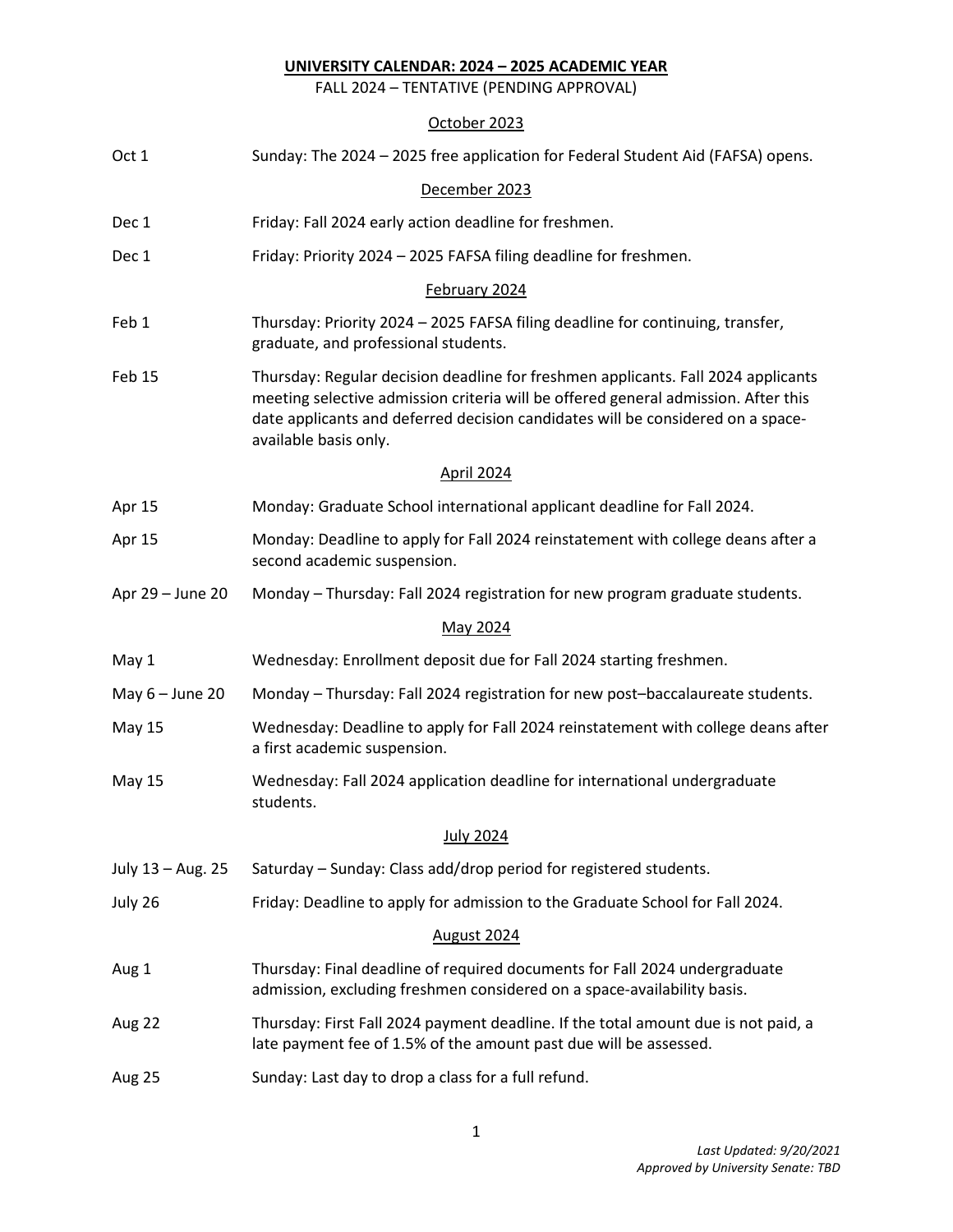# UNIVERSITY CALENDAR: 2024 – 2025 ACADEMIC YEAR

FALL 2024 – TENTATIVE (PENDING APPROVAL)

## October 2023

| | |
|---|---|
| Oct 1 | Sunday: The 2024 – 2025 free application for Federal Student Aid (FAFSA) opens. |

## December 2023

| | |
|---|---|
| Dec 1 | Friday: Fall 2024 early action deadline for freshmen. |
| Dec 1 | Friday: Priority 2024 – 2025 FAFSA filing deadline for freshmen. |

## February 2024

| | |
|---|---|
| Feb 1 | Thursday: Priority 2024 – 2025 FAFSA filing deadline for continuing, transfer, graduate, and professional students. |
| Feb 15 | Thursday: Regular decision deadline for freshmen applicants. Fall 2024 applicants meeting selective admission criteria will be offered general admission. After this date applicants and deferred decision candidates will be considered on a space-available basis only. |

## April 2024

| | |
|---|---|
| Apr 15 | Monday: Graduate School international applicant deadline for Fall 2024. |
| Apr 15 | Monday: Deadline to apply for Fall 2024 reinstatement with college deans after a second academic suspension. |
| Apr 29 – June 20 | Monday – Thursday: Fall 2024 registration for new program graduate students. |

## May 2024

| | |
|---|---|
| May 1 | Wednesday: Enrollment deposit due for Fall 2024 starting freshmen. |
| May 6 – June 20 | Monday – Thursday: Fall 2024 registration for new post–baccalaureate students. |
| May 15 | Wednesday: Deadline to apply for Fall 2024 reinstatement with college deans after a first academic suspension. |
| May 15 | Wednesday: Fall 2024 application deadline for international undergraduate students. |

## July 2024

| | |
|---|---|
| July 13 – Aug. 25 | Saturday – Sunday: Class add/drop period for registered students. |
| July 26 | Friday: Deadline to apply for admission to the Graduate School for Fall 2024. |

## August 2024

| | |
|---|---|
| Aug 1 | Thursday: Final deadline of required documents for Fall 2024 undergraduate admission, excluding freshmen considered on a space-availability basis. |
| Aug 22 | Thursday: First Fall 2024 payment deadline. If the total amount due is not paid, a late payment fee of 1.5% of the amount past due will be assessed. |
| Aug 25 | Sunday: Last day to drop a class for a full refund. |

*Last Updated: 9/20/2021*
*Approved by University Senate: TBD*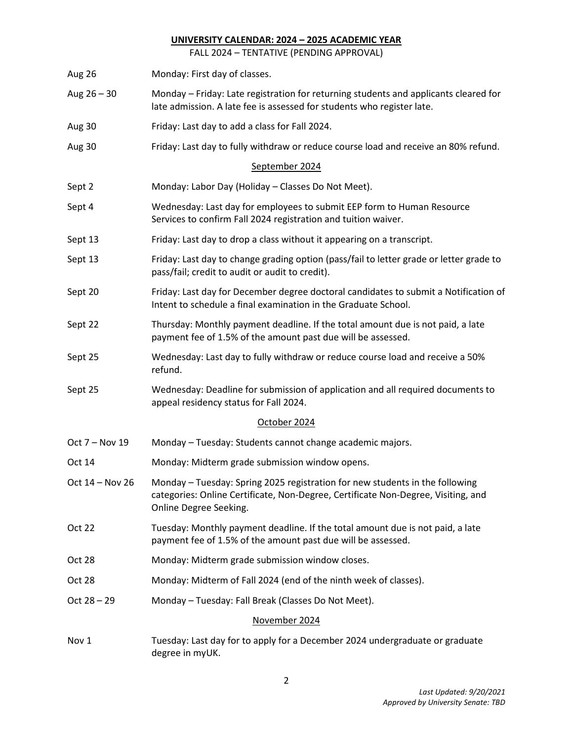**UNIVERSITY CALENDAR: 2024 – 2025 ACADEMIC YEAR**

FALL 2024 – TENTATIVE (PENDING APPROVAL)

| | |
|---|---|
| Aug 26 | Monday: First day of classes. |
| Aug 26 – 30 | Monday – Friday: Late registration for returning students and applicants cleared for late admission. A late fee is assessed for students who register late. |
| Aug 30 | Friday: Last day to add a class for Fall 2024. |
| Aug 30 | Friday: Last day to fully withdraw or reduce course load and receive an 80% refund. |

September 2024

| | |
|---|---|
| Sept 2 | Monday: Labor Day (Holiday – Classes Do Not Meet). |
| Sept 4 | Wednesday: Last day for employees to submit EEP form to Human Resource Services to confirm Fall 2024 registration and tuition waiver. |
| Sept 13 | Friday: Last day to drop a class without it appearing on a transcript. |
| Sept 13 | Friday: Last day to change grading option (pass/fail to letter grade or letter grade to pass/fail; credit to audit or audit to credit). |
| Sept 20 | Friday: Last day for December degree doctoral candidates to submit a Notification of Intent to schedule a final examination in the Graduate School. |
| Sept 22 | Thursday: Monthly payment deadline. If the total amount due is not paid, a late payment fee of 1.5% of the amount past due will be assessed. |
| Sept 25 | Wednesday: Last day to fully withdraw or reduce course load and receive a 50% refund. |
| Sept 25 | Wednesday: Deadline for submission of application and all required documents to appeal residency status for Fall 2024. |

October 2024

| | |
|---|---|
| Oct 7 – Nov 19 | Monday – Tuesday: Students cannot change academic majors. |
| Oct 14 | Monday: Midterm grade submission window opens. |
| Oct 14 – Nov 26 | Monday – Tuesday: Spring 2025 registration for new students in the following categories: Online Certificate, Non-Degree, Certificate Non-Degree, Visiting, and Online Degree Seeking. |
| Oct 22 | Tuesday: Monthly payment deadline. If the total amount due is not paid, a late payment fee of 1.5% of the amount past due will be assessed. |
| Oct 28 | Monday: Midterm grade submission window closes. |
| Oct 28 | Monday: Midterm of Fall 2024 (end of the ninth week of classes). |
| Oct 28 – 29 | Monday – Tuesday: Fall Break (Classes Do Not Meet). |

November 2024

| | |
|---|---|
| Nov 1 | Tuesday: Last day for to apply for a December 2024 undergraduate or graduate degree in myUK. |

*Last Updated: 9/20/2021*
*Approved by University Senate: TBD*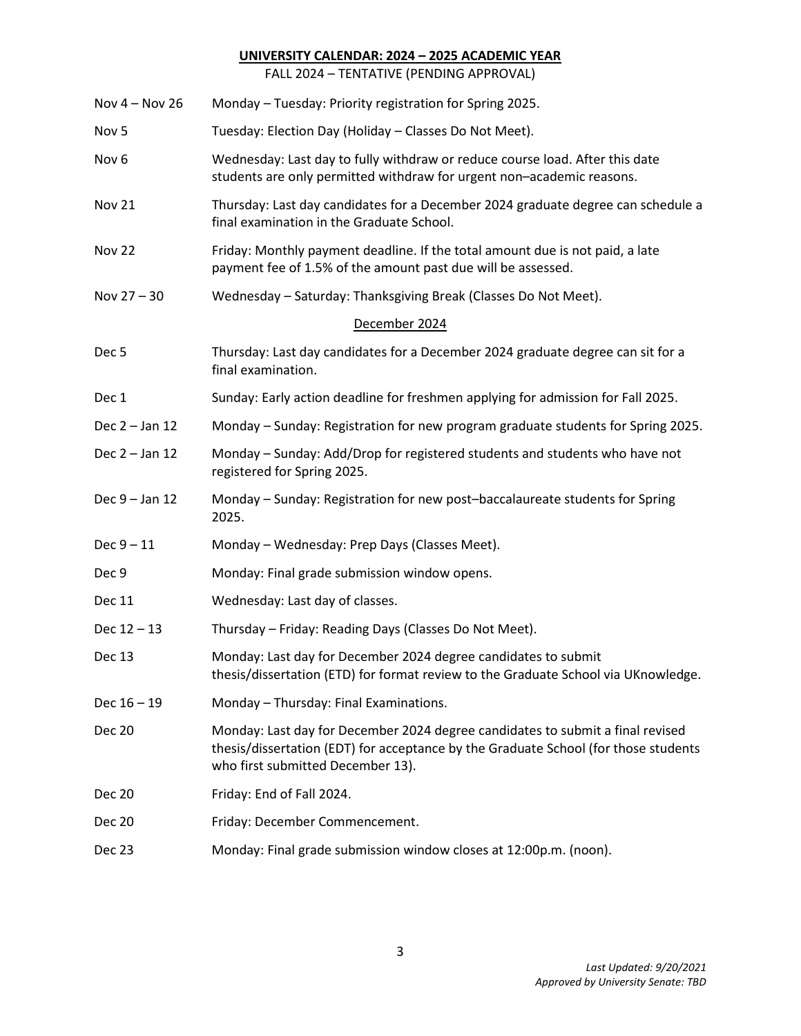**UNIVERSITY CALENDAR: 2024 – 2025 ACADEMIC YEAR**

FALL 2024 – TENTATIVE (PENDING APPROVAL)

| | |
|---|---|
| Nov 4 – Nov 26 | Monday – Tuesday: Priority registration for Spring 2025. |
| Nov 5 | Tuesday: Election Day (Holiday – Classes Do Not Meet). |
| Nov 6 | Wednesday: Last day to fully withdraw or reduce course load. After this date students are only permitted withdraw for urgent non–academic reasons. |
| Nov 21 | Thursday: Last day candidates for a December 2024 graduate degree can schedule a final examination in the Graduate School. |
| Nov 22 | Friday: Monthly payment deadline. If the total amount due is not paid, a late payment fee of 1.5% of the amount past due will be assessed. |
| Nov 27 – 30 | Wednesday – Saturday: Thanksgiving Break (Classes Do Not Meet). |

<u>December 2024</u>

| | |
|---|---|
| Dec 5 | Thursday: Last day candidates for a December 2024 graduate degree can sit for a final examination. |
| Dec 1 | Sunday: Early action deadline for freshmen applying for admission for Fall 2025. |
| Dec 2 – Jan 12 | Monday – Sunday: Registration for new program graduate students for Spring 2025. |
| Dec 2 – Jan 12 | Monday – Sunday: Add/Drop for registered students and students who have not registered for Spring 2025. |
| Dec 9 – Jan 12 | Monday – Sunday: Registration for new post–baccalaureate students for Spring 2025. |
| Dec 9 – 11 | Monday – Wednesday: Prep Days (Classes Meet). |
| Dec 9 | Monday: Final grade submission window opens. |
| Dec 11 | Wednesday: Last day of classes. |
| Dec 12 – 13 | Thursday – Friday: Reading Days (Classes Do Not Meet). |
| Dec 13 | Monday: Last day for December 2024 degree candidates to submit thesis/dissertation (ETD) for format review to the Graduate School via UKnowledge. |
| Dec 16 – 19 | Monday – Thursday: Final Examinations. |
| Dec 20 | Monday: Last day for December 2024 degree candidates to submit a final revised thesis/dissertation (EDT) for acceptance by the Graduate School (for those students who first submitted December 13). |
| Dec 20 | Friday: End of Fall 2024. |
| Dec 20 | Friday: December Commencement. |
| Dec 23 | Monday: Final grade submission window closes at 12:00p.m. (noon). |

*Last Updated: 9/20/2021*
*Approved by University Senate: TBD*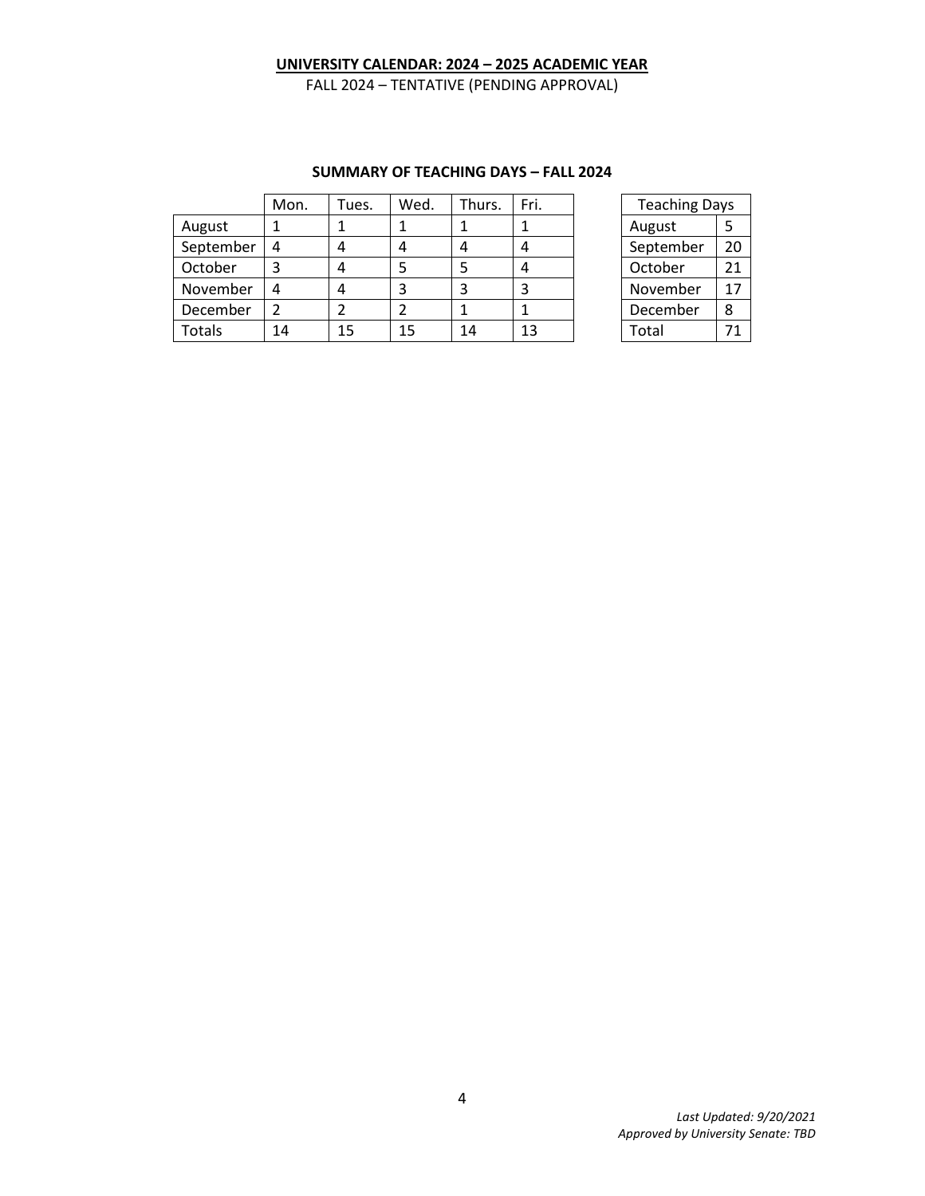**UNIVERSITY CALENDAR: 2024 – 2025 ACADEMIC YEAR**

FALL 2024 – TENTATIVE (PENDING APPROVAL)

**SUMMARY OF TEACHING DAYS – FALL 2024**

| | Mon. | Tues. | Wed. | Thurs. | Fri. |
|---|---|---|---|---|---|
| August | 1 | 1 | 1 | 1 | 1 |
| September | 4 | 4 | 4 | 4 | 4 |
| October | 3 | 4 | 5 | 5 | 4 |
| November | 4 | 4 | 3 | 3 | 3 |
| December | 2 | 2 | 2 | 1 | 1 |
| Totals | 14 | 15 | 15 | 14 | 13 |

| Teaching Days | |
|---|---|
| August | 5 |
| September | 20 |
| October | 21 |
| November | 17 |
| December | 8 |
| Total | 71 |

*Last Updated: 9/20/2021*
*Approved by University Senate: TBD*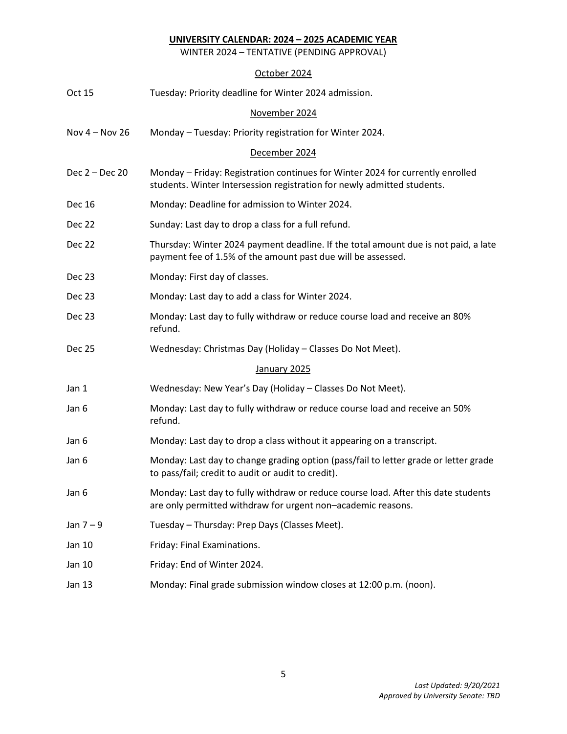**UNIVERSITY CALENDAR: 2024 – 2025 ACADEMIC YEAR**

WINTER 2024 – TENTATIVE (PENDING APPROVAL)

October 2024

| | |
|---|---|
| Oct 15 | Tuesday: Priority deadline for Winter 2024 admission. |

November 2024

| | |
|---|---|
| Nov 4 – Nov 26 | Monday – Tuesday: Priority registration for Winter 2024. |

December 2024

| | |
|---|---|
| Dec 2 – Dec 20 | Monday – Friday: Registration continues for Winter 2024 for currently enrolled students. Winter Intersession registration for newly admitted students. |
| Dec 16 | Monday: Deadline for admission to Winter 2024. |
| Dec 22 | Sunday: Last day to drop a class for a full refund. |
| Dec 22 | Thursday: Winter 2024 payment deadline. If the total amount due is not paid, a late payment fee of 1.5% of the amount past due will be assessed. |
| Dec 23 | Monday: First day of classes. |
| Dec 23 | Monday: Last day to add a class for Winter 2024. |
| Dec 23 | Monday: Last day to fully withdraw or reduce course load and receive an 80% refund. |
| Dec 25 | Wednesday: Christmas Day (Holiday – Classes Do Not Meet). |

January 2025

| | |
|---|---|
| Jan 1 | Wednesday: New Year's Day (Holiday – Classes Do Not Meet). |
| Jan 6 | Monday: Last day to fully withdraw or reduce course load and receive an 50% refund. |
| Jan 6 | Monday: Last day to drop a class without it appearing on a transcript. |
| Jan 6 | Monday: Last day to change grading option (pass/fail to letter grade or letter grade to pass/fail; credit to audit or audit to credit). |
| Jan 6 | Monday: Last day to fully withdraw or reduce course load. After this date students are only permitted withdraw for urgent non–academic reasons. |
| Jan 7 – 9 | Tuesday – Thursday: Prep Days (Classes Meet). |
| Jan 10 | Friday: Final Examinations. |
| Jan 10 | Friday: End of Winter 2024. |
| Jan 13 | Monday: Final grade submission window closes at 12:00 p.m. (noon). |

*Last Updated: 9/20/2021*
*Approved by University Senate: TBD*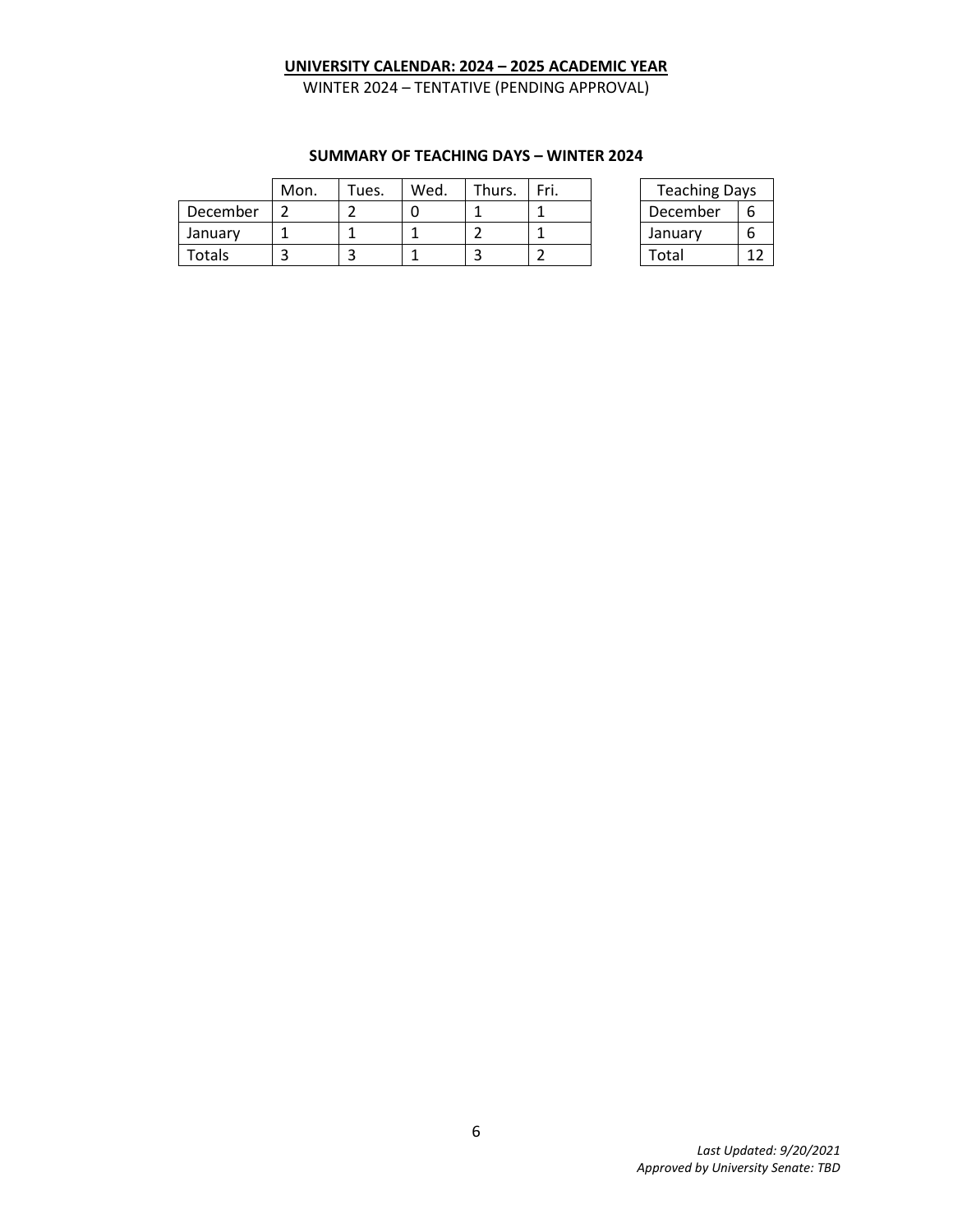**UNIVERSITY CALENDAR: 2024 – 2025 ACADEMIC YEAR**

WINTER 2024 – TENTATIVE (PENDING APPROVAL)

**SUMMARY OF TEACHING DAYS – WINTER 2024**

| | Mon. | Tues. | Wed. | Thurs. | Fri. |
|---|---|---|---|---|---|
| December | 2 | 2 | 0 | 1 | 1 |
| January | 1 | 1 | 1 | 2 | 1 |
| Totals | 3 | 3 | 1 | 3 | 2 |

| Teaching Days | |
|---|---|
| December | 6 |
| January | 6 |
| Total | 12 |

*Last Updated: 9/20/2021*
*Approved by University Senate: TBD*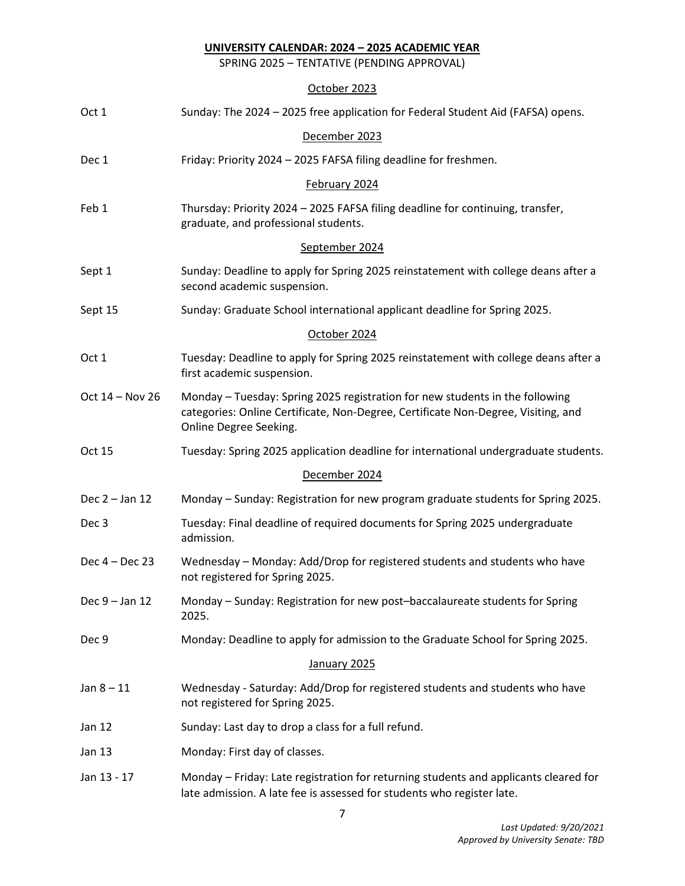**UNIVERSITY CALENDAR: 2024 – 2025 ACADEMIC YEAR**

SPRING 2025 – TENTATIVE (PENDING APPROVAL)

October 2023

| | |
|---|---|
| Oct 1 | Sunday: The 2024 – 2025 free application for Federal Student Aid (FAFSA) opens. |

December 2023

| | |
|---|---|
| Dec 1 | Friday: Priority 2024 – 2025 FAFSA filing deadline for freshmen. |

February 2024

| | |
|---|---|
| Feb 1 | Thursday: Priority 2024 – 2025 FAFSA filing deadline for continuing, transfer, graduate, and professional students. |

September 2024

| | |
|---|---|
| Sept 1 | Sunday: Deadline to apply for Spring 2025 reinstatement with college deans after a second academic suspension. |
| Sept 15 | Sunday: Graduate School international applicant deadline for Spring 2025. |

October 2024

| | |
|---|---|
| Oct 1 | Tuesday: Deadline to apply for Spring 2025 reinstatement with college deans after a first academic suspension. |
| Oct 14 – Nov 26 | Monday – Tuesday: Spring 2025 registration for new students in the following categories: Online Certificate, Non-Degree, Certificate Non-Degree, Visiting, and Online Degree Seeking. |
| Oct 15 | Tuesday: Spring 2025 application deadline for international undergraduate students. |

December 2024

| | |
|---|---|
| Dec 2 – Jan 12 | Monday – Sunday: Registration for new program graduate students for Spring 2025. |
| Dec 3 | Tuesday: Final deadline of required documents for Spring 2025 undergraduate admission. |
| Dec 4 – Dec 23 | Wednesday – Monday: Add/Drop for registered students and students who have not registered for Spring 2025. |
| Dec 9 – Jan 12 | Monday – Sunday: Registration for new post–baccalaureate students for Spring 2025. |
| Dec 9 | Monday: Deadline to apply for admission to the Graduate School for Spring 2025. |

January 2025

| | |
|---|---|
| Jan 8 – 11 | Wednesday - Saturday: Add/Drop for registered students and students who have not registered for Spring 2025. |
| Jan 12 | Sunday: Last day to drop a class for a full refund. |
| Jan 13 | Monday: First day of classes. |
| Jan 13 - 17 | Monday – Friday: Late registration for returning students and applicants cleared for late admission. A late fee is assessed for students who register late. |

*Last Updated: 9/20/2021*
*Approved by University Senate: TBD*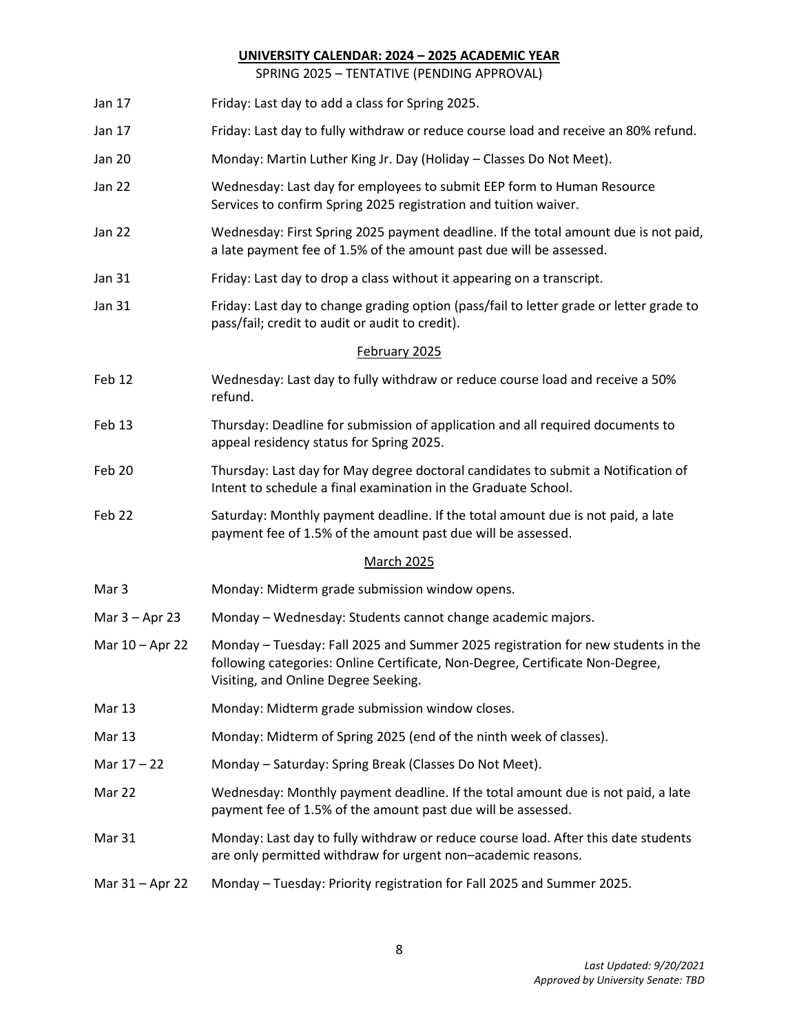**UNIVERSITY CALENDAR: 2024 – 2025 ACADEMIC YEAR**

SPRING 2025 – TENTATIVE (PENDING APPROVAL)

| | |
|---|---|
| Jan 17 | Friday: Last day to add a class for Spring 2025. |
| Jan 17 | Friday: Last day to fully withdraw or reduce course load and receive an 80% refund. |
| Jan 20 | Monday: Martin Luther King Jr. Day (Holiday – Classes Do Not Meet). |
| Jan 22 | Wednesday: Last day for employees to submit EEP form to Human Resource Services to confirm Spring 2025 registration and tuition waiver. |
| Jan 22 | Wednesday: First Spring 2025 payment deadline. If the total amount due is not paid, a late payment fee of 1.5% of the amount past due will be assessed. |
| Jan 31 | Friday: Last day to drop a class without it appearing on a transcript. |
| Jan 31 | Friday: Last day to change grading option (pass/fail to letter grade or letter grade to pass/fail; credit to audit or audit to credit). |

<u>February 2025</u>

| | |
|---|---|
| Feb 12 | Wednesday: Last day to fully withdraw or reduce course load and receive a 50% refund. |
| Feb 13 | Thursday: Deadline for submission of application and all required documents to appeal residency status for Spring 2025. |
| Feb 20 | Thursday: Last day for May degree doctoral candidates to submit a Notification of Intent to schedule a final examination in the Graduate School. |
| Feb 22 | Saturday: Monthly payment deadline. If the total amount due is not paid, a late payment fee of 1.5% of the amount past due will be assessed. |

<u>March 2025</u>

| | |
|---|---|
| Mar 3 | Monday: Midterm grade submission window opens. |
| Mar 3 – Apr 23 | Monday – Wednesday: Students cannot change academic majors. |
| Mar 10 – Apr 22 | Monday – Tuesday: Fall 2025 and Summer 2025 registration for new students in the following categories: Online Certificate, Non-Degree, Certificate Non-Degree, Visiting, and Online Degree Seeking. |
| Mar 13 | Monday: Midterm grade submission window closes. |
| Mar 13 | Monday: Midterm of Spring 2025 (end of the ninth week of classes). |
| Mar 17 – 22 | Monday – Saturday: Spring Break (Classes Do Not Meet). |
| Mar 22 | Wednesday: Monthly payment deadline. If the total amount due is not paid, a late payment fee of 1.5% of the amount past due will be assessed. |
| Mar 31 | Monday: Last day to fully withdraw or reduce course load. After this date students are only permitted withdraw for urgent non–academic reasons. |
| Mar 31 – Apr 22 | Monday – Tuesday: Priority registration for Fall 2025 and Summer 2025. |

*Last Updated: 9/20/2021*
*Approved by University Senate: TBD*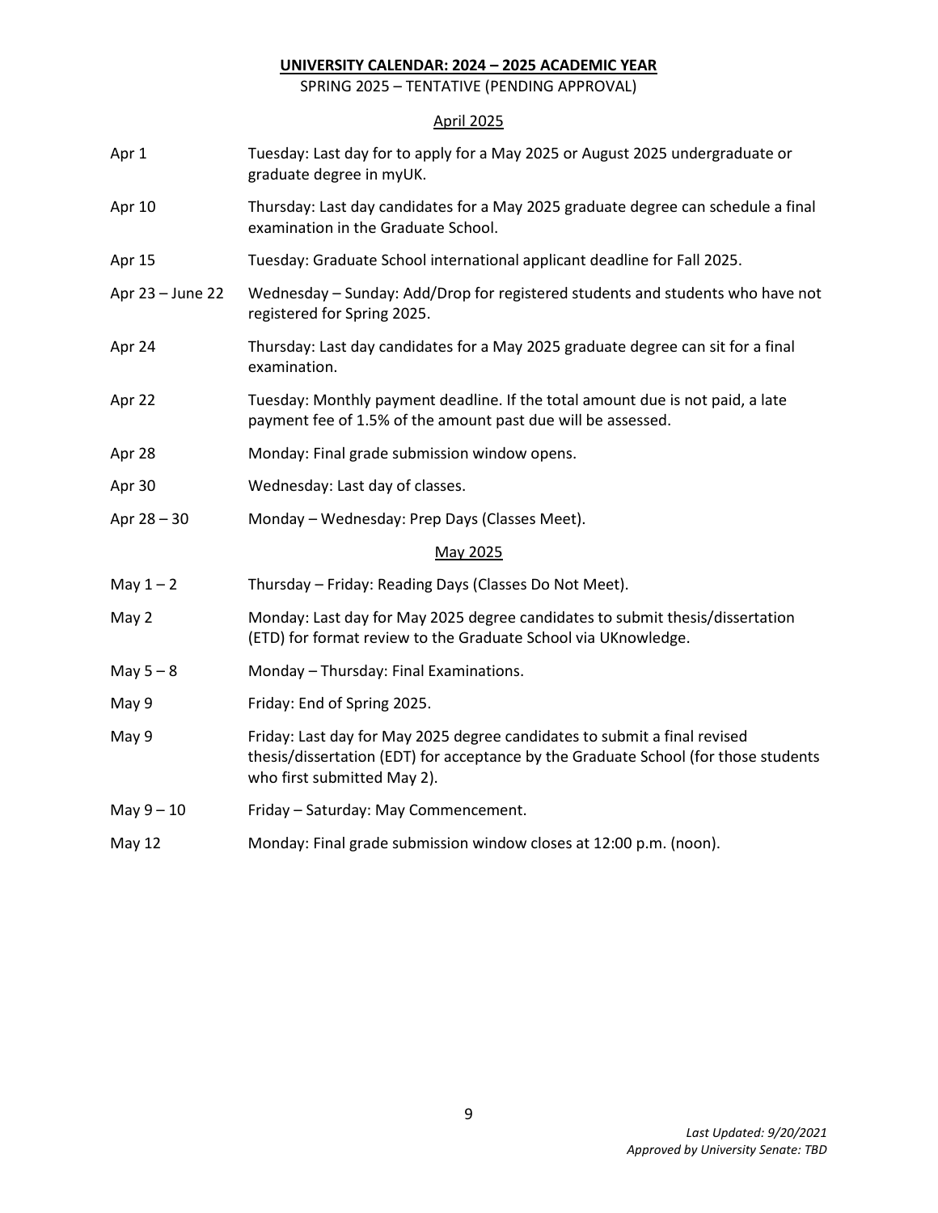**UNIVERSITY CALENDAR: 2024 – 2025 ACADEMIC YEAR**

SPRING 2025 – TENTATIVE (PENDING APPROVAL)

April 2025

| | |
|---|---|
| Apr 1 | Tuesday: Last day for to apply for a May 2025 or August 2025 undergraduate or graduate degree in myUK. |
| Apr 10 | Thursday: Last day candidates for a May 2025 graduate degree can schedule a final examination in the Graduate School. |
| Apr 15 | Tuesday: Graduate School international applicant deadline for Fall 2025. |
| Apr 23 – June 22 | Wednesday – Sunday: Add/Drop for registered students and students who have not registered for Spring 2025. |
| Apr 24 | Thursday: Last day candidates for a May 2025 graduate degree can sit for a final examination. |
| Apr 22 | Tuesday: Monthly payment deadline. If the total amount due is not paid, a late payment fee of 1.5% of the amount past due will be assessed. |
| Apr 28 | Monday: Final grade submission window opens. |
| Apr 30 | Wednesday: Last day of classes. |
| Apr 28 – 30 | Monday – Wednesday: Prep Days (Classes Meet). |

May 2025

| | |
|---|---|
| May 1 – 2 | Thursday – Friday: Reading Days (Classes Do Not Meet). |
| May 2 | Monday: Last day for May 2025 degree candidates to submit thesis/dissertation (ETD) for format review to the Graduate School via UKnowledge. |
| May 5 – 8 | Monday – Thursday: Final Examinations. |
| May 9 | Friday: End of Spring 2025. |
| May 9 | Friday: Last day for May 2025 degree candidates to submit a final revised thesis/dissertation (EDT) for acceptance by the Graduate School (for those students who first submitted May 2). |
| May 9 – 10 | Friday – Saturday: May Commencement. |
| May 12 | Monday: Final grade submission window closes at 12:00 p.m. (noon). |

*Last Updated: 9/20/2021*
*Approved by University Senate: TBD*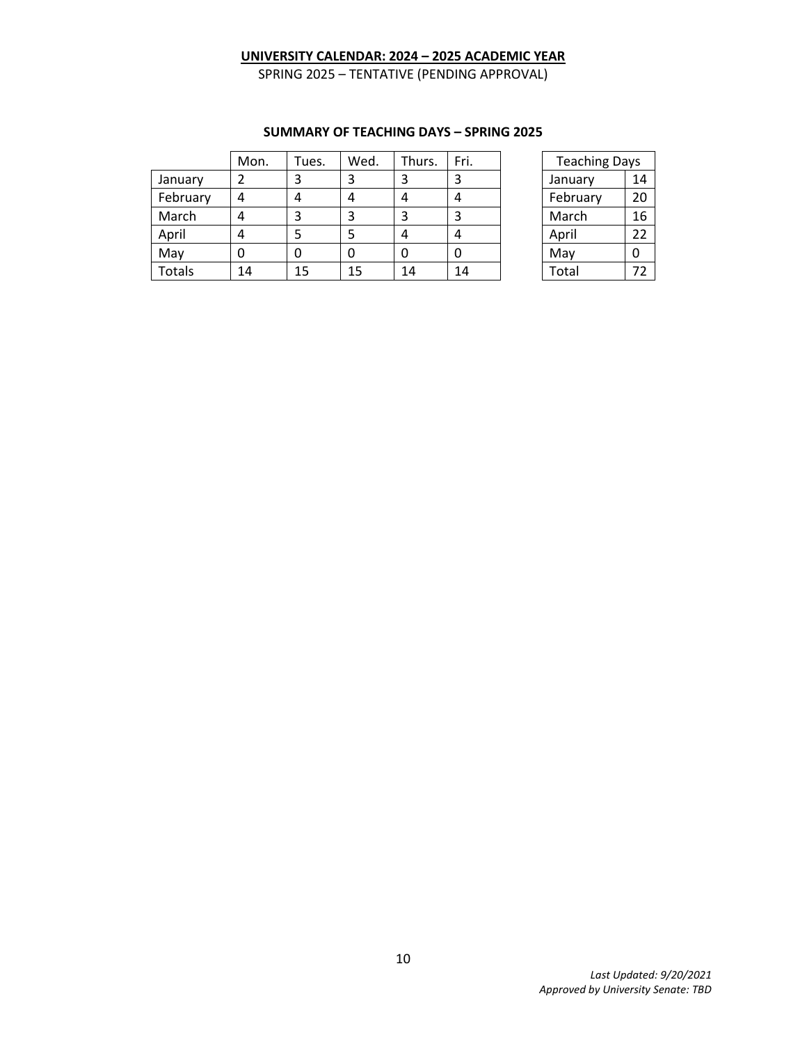**UNIVERSITY CALENDAR: 2024 – 2025 ACADEMIC YEAR**

SPRING 2025 – TENTATIVE (PENDING APPROVAL)

**SUMMARY OF TEACHING DAYS – SPRING 2025**

| | Mon. | Tues. | Wed. | Thurs. | Fri. |
|---|---|---|---|---|---|
| January | 2 | 3 | 3 | 3 | 3 |
| February | 4 | 4 | 4 | 4 | 4 |
| March | 4 | 3 | 3 | 3 | 3 |
| April | 4 | 5 | 5 | 4 | 4 |
| May | 0 | 0 | 0 | 0 | 0 |
| Totals | 14 | 15 | 15 | 14 | 14 |

| Teaching Days | |
|---|---|
| January | 14 |
| February | 20 |
| March | 16 |
| April | 22 |
| May | 0 |
| Total | 72 |

*Last Updated: 9/20/2021*
*Approved by University Senate: TBD*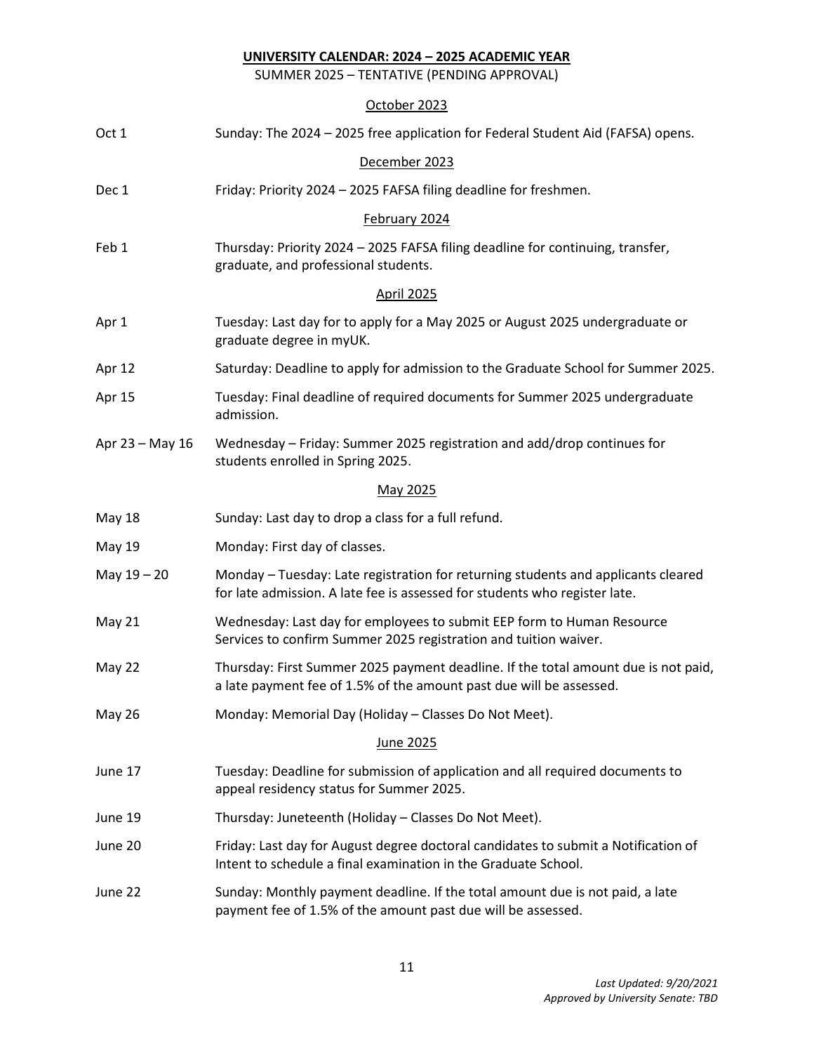**UNIVERSITY CALENDAR: 2024 – 2025 ACADEMIC YEAR**

SUMMER 2025 – TENTATIVE (PENDING APPROVAL)

October 2023

| | |
|---|---|
| Oct 1 | Sunday: The 2024 – 2025 free application for Federal Student Aid (FAFSA) opens. |

December 2023

| | |
|---|---|
| Dec 1 | Friday: Priority 2024 – 2025 FAFSA filing deadline for freshmen. |

February 2024

| | |
|---|---|
| Feb 1 | Thursday: Priority 2024 – 2025 FAFSA filing deadline for continuing, transfer, graduate, and professional students. |

April 2025

| | |
|---|---|
| Apr 1 | Tuesday: Last day for to apply for a May 2025 or August 2025 undergraduate or graduate degree in myUK. |
| Apr 12 | Saturday: Deadline to apply for admission to the Graduate School for Summer 2025. |
| Apr 15 | Tuesday: Final deadline of required documents for Summer 2025 undergraduate admission. |
| Apr 23 – May 16 | Wednesday – Friday: Summer 2025 registration and add/drop continues for students enrolled in Spring 2025. |

May 2025

| | |
|---|---|
| May 18 | Sunday: Last day to drop a class for a full refund. |
| May 19 | Monday: First day of classes. |
| May 19 – 20 | Monday – Tuesday: Late registration for returning students and applicants cleared for late admission. A late fee is assessed for students who register late. |
| May 21 | Wednesday: Last day for employees to submit EEP form to Human Resource Services to confirm Summer 2025 registration and tuition waiver. |
| May 22 | Thursday: First Summer 2025 payment deadline. If the total amount due is not paid, a late payment fee of 1.5% of the amount past due will be assessed. |
| May 26 | Monday: Memorial Day (Holiday – Classes Do Not Meet). |

June 2025

| | |
|---|---|
| June 17 | Tuesday: Deadline for submission of application and all required documents to appeal residency status for Summer 2025. |
| June 19 | Thursday: Juneteenth (Holiday – Classes Do Not Meet). |
| June 20 | Friday: Last day for August degree doctoral candidates to submit a Notification of Intent to schedule a final examination in the Graduate School. |
| June 22 | Sunday: Monthly payment deadline. If the total amount due is not paid, a late payment fee of 1.5% of the amount past due will be assessed. |

*Last Updated: 9/20/2021*
*Approved by University Senate: TBD*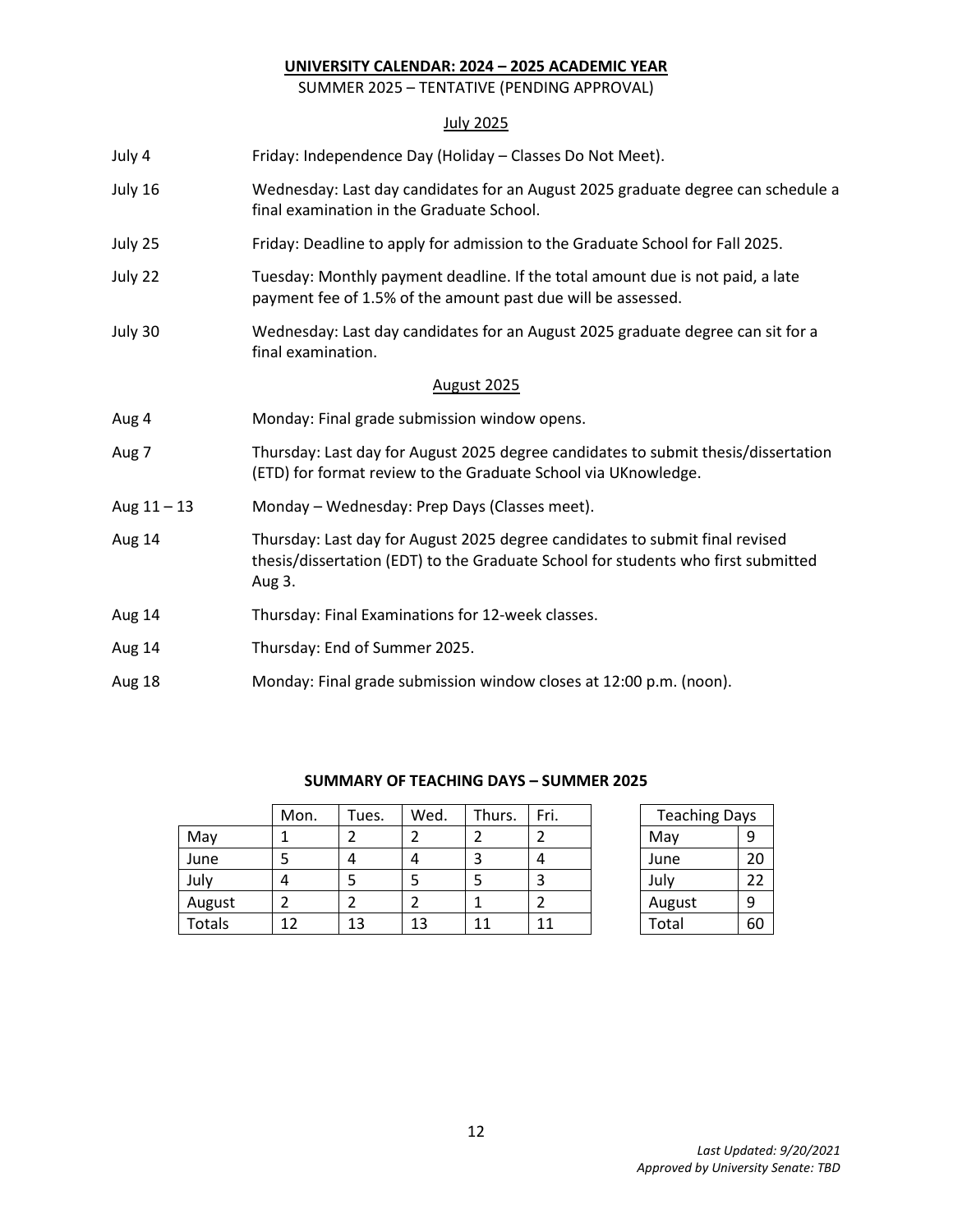**UNIVERSITY CALENDAR: 2024 – 2025 ACADEMIC YEAR**

SUMMER 2025 – TENTATIVE (PENDING APPROVAL)

July 2025

| | |
|---|---|
| July 4 | Friday: Independence Day (Holiday – Classes Do Not Meet). |
| July 16 | Wednesday: Last day candidates for an August 2025 graduate degree can schedule a final examination in the Graduate School. |
| July 25 | Friday: Deadline to apply for admission to the Graduate School for Fall 2025. |
| July 22 | Tuesday: Monthly payment deadline. If the total amount due is not paid, a late payment fee of 1.5% of the amount past due will be assessed. |
| July 30 | Wednesday: Last day candidates for an August 2025 graduate degree can sit for a final examination. |

August 2025

| | |
|---|---|
| Aug 4 | Monday: Final grade submission window opens. |
| Aug 7 | Thursday: Last day for August 2025 degree candidates to submit thesis/dissertation (ETD) for format review to the Graduate School via UKnowledge. |
| Aug 11 – 13 | Monday – Wednesday: Prep Days (Classes meet). |
| Aug 14 | Thursday: Last day for August 2025 degree candidates to submit final revised thesis/dissertation (EDT) to the Graduate School for students who first submitted Aug 3. |
| Aug 14 | Thursday: Final Examinations for 12-week classes. |
| Aug 14 | Thursday: End of Summer 2025. |
| Aug 18 | Monday: Final grade submission window closes at 12:00 p.m. (noon). |

**SUMMARY OF TEACHING DAYS – SUMMER 2025**

| | Mon. | Tues. | Wed. | Thurs. | Fri. |
|---|---|---|---|---|---|
| May | 1 | 2 | 2 | 2 | 2 |
| June | 5 | 4 | 4 | 3 | 4 |
| July | 4 | 5 | 5 | 5 | 3 |
| August | 2 | 2 | 2 | 1 | 2 |
| Totals | 12 | 13 | 13 | 11 | 11 |

| Teaching Days | |
|---|---|
| May | 9 |
| June | 20 |
| July | 22 |
| August | 9 |
| Total | 60 |

*Last Updated: 9/20/2021*
*Approved by University Senate: TBD*